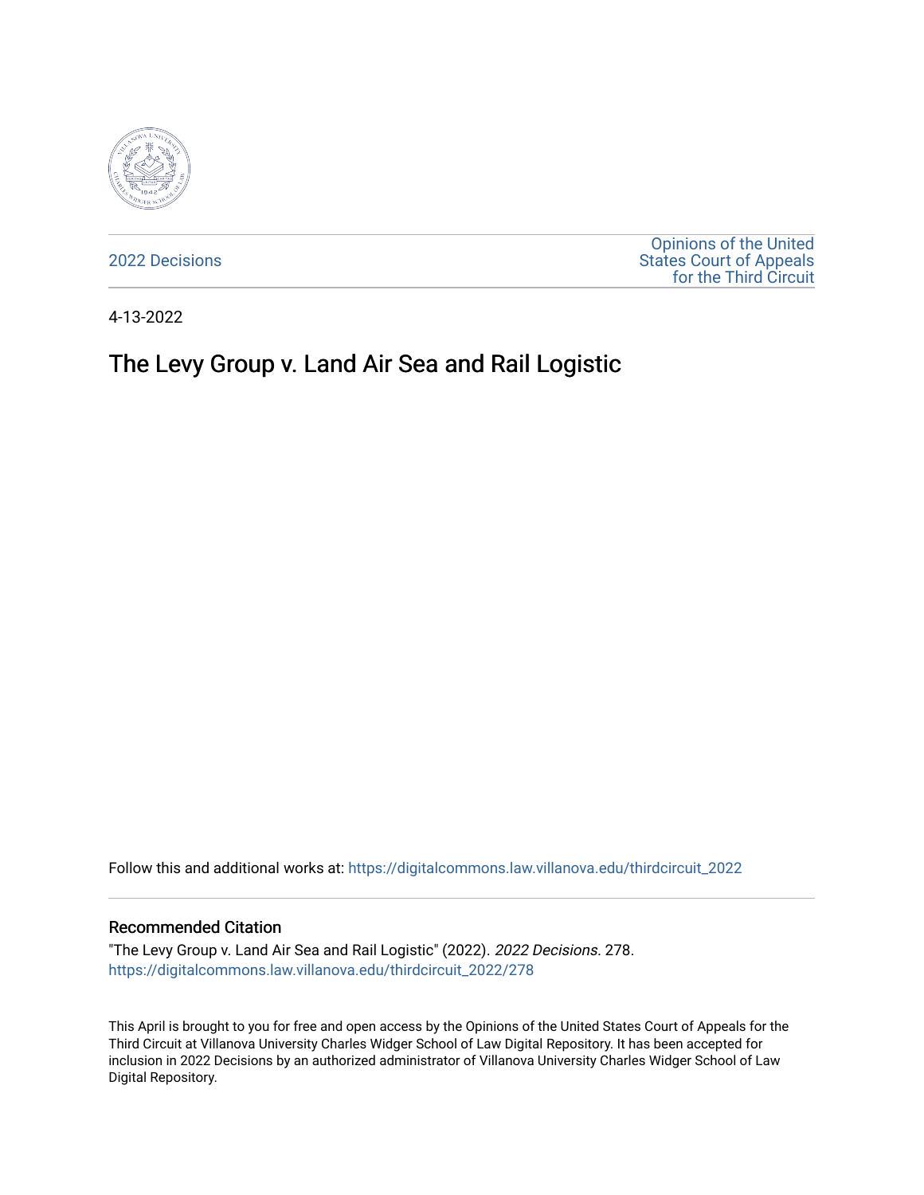2022 Decisions

Opinions of the United States Court of Appeals for the Third Circuit

4-13-2022

# The Levy Group v. Land Air Sea and Rail Logistic

Follow this and additional works at: https://digitalcommons.law.villanova.edu/thirdcircuit_2022

### Recommended Citation

"The Levy Group v. Land Air Sea and Rail Logistic" (2022). *2022 Decisions*. 278.
https://digitalcommons.law.villanova.edu/thirdcircuit_2022/278

This April is brought to you for free and open access by the Opinions of the United States Court of Appeals for the Third Circuit at Villanova University Charles Widger School of Law Digital Repository. It has been accepted for inclusion in 2022 Decisions by an authorized administrator of Villanova University Charles Widger School of Law Digital Repository.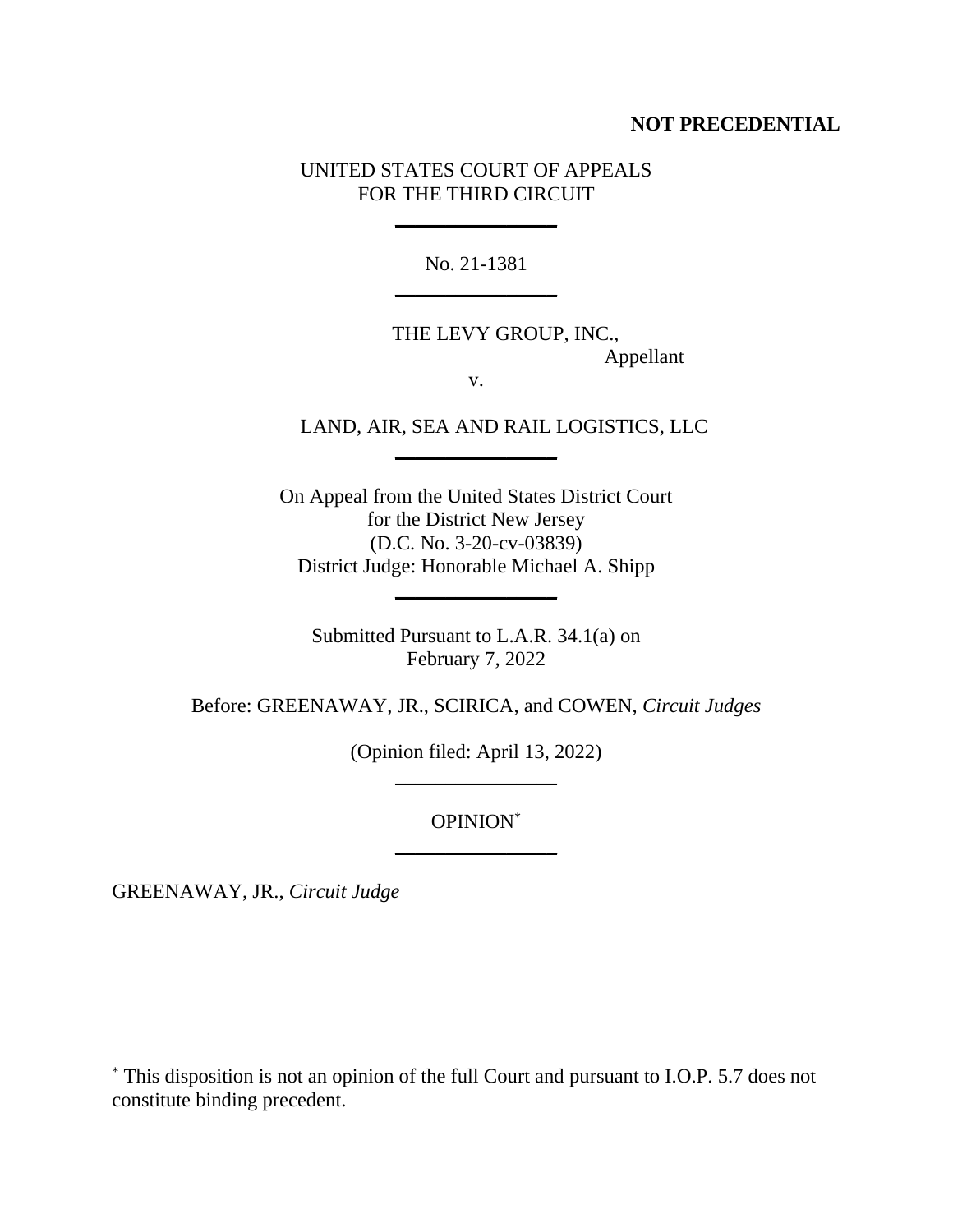**NOT PRECEDENTIAL**

UNITED STATES COURT OF APPEALS
FOR THE THIRD CIRCUIT

---

No. 21-1381

---

THE LEVY GROUP, INC.,
Appellant

v.

LAND, AIR, SEA AND RAIL LOGISTICS, LLC

---

On Appeal from the United States District Court
for the District New Jersey
(D.C. No. 3-20-cv-03839)
District Judge: Honorable Michael A. Shipp

---

Submitted Pursuant to L.A.R. 34.1(a) on
February 7, 2022

Before: GREENAWAY, JR., SCIRICA, and COWEN, *Circuit Judges*

(Opinion filed: April 13, 2022)

---

OPINION*

---

GREENAWAY, JR., *Circuit Judge*

---

* This disposition is not an opinion of the full Court and pursuant to I.O.P. 5.7 does not constitute binding precedent.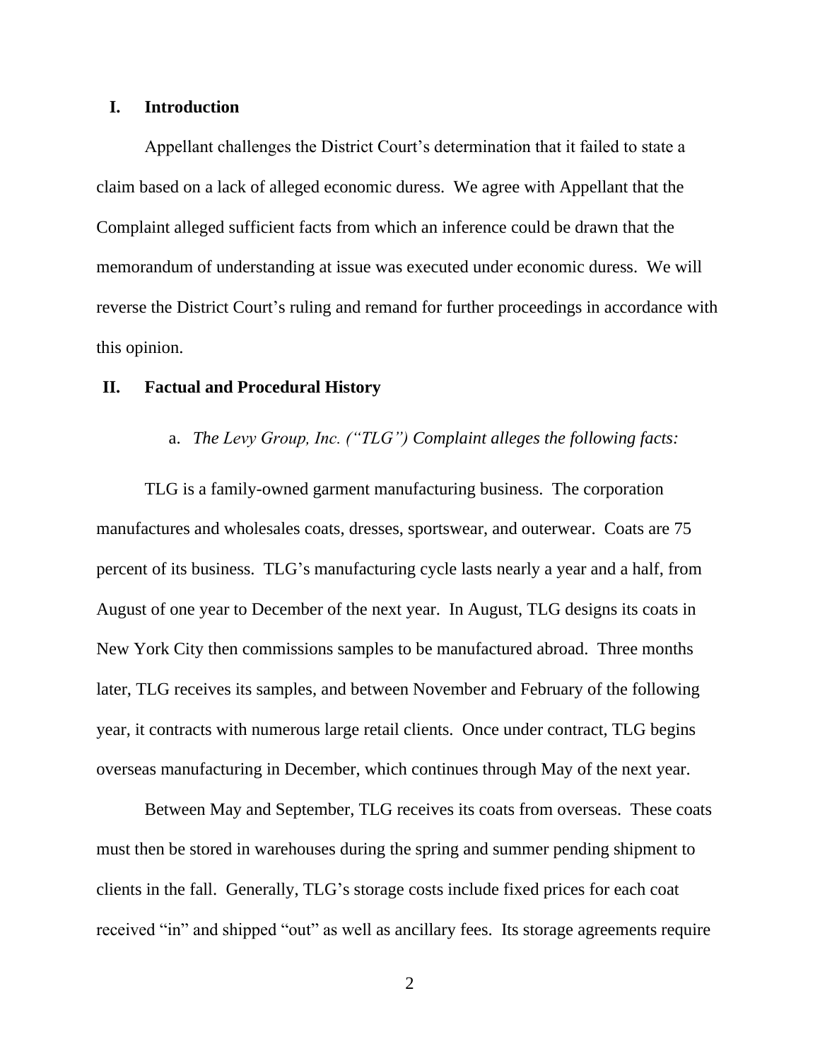## I. Introduction

Appellant challenges the District Court's determination that it failed to state a claim based on a lack of alleged economic duress. We agree with Appellant that the Complaint alleged sufficient facts from which an inference could be drawn that the memorandum of understanding at issue was executed under economic duress. We will reverse the District Court's ruling and remand for further proceedings in accordance with this opinion.

## II. Factual and Procedural History

### a. *The Levy Group, Inc. ("TLG") Complaint alleges the following facts:*

TLG is a family-owned garment manufacturing business. The corporation manufactures and wholesales coats, dresses, sportswear, and outerwear. Coats are 75 percent of its business. TLG's manufacturing cycle lasts nearly a year and a half, from August of one year to December of the next year. In August, TLG designs its coats in New York City then commissions samples to be manufactured abroad. Three months later, TLG receives its samples, and between November and February of the following year, it contracts with numerous large retail clients. Once under contract, TLG begins overseas manufacturing in December, which continues through May of the next year.

Between May and September, TLG receives its coats from overseas. These coats must then be stored in warehouses during the spring and summer pending shipment to clients in the fall. Generally, TLG's storage costs include fixed prices for each coat received "in" and shipped "out" as well as ancillary fees. Its storage agreements require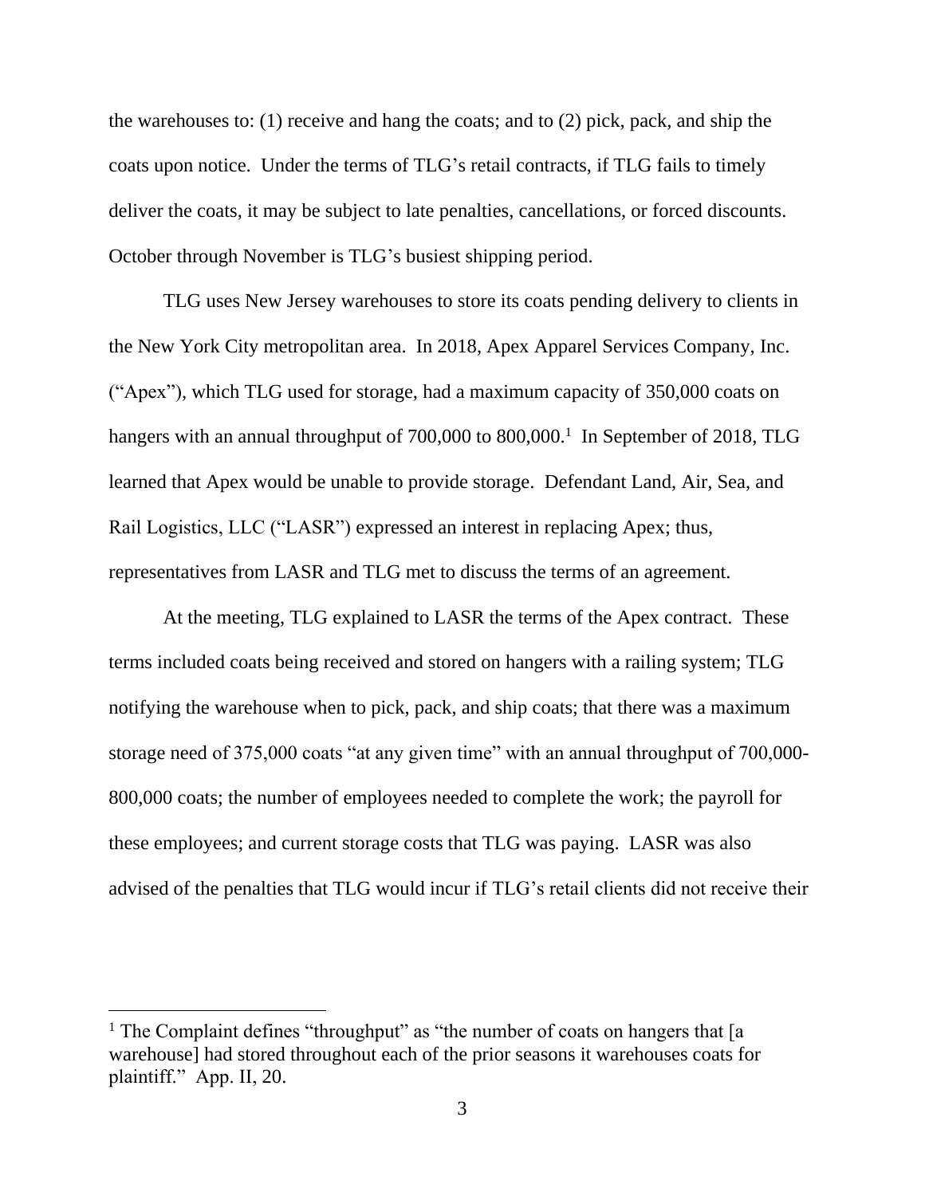the warehouses to: (1) receive and hang the coats; and to (2) pick, pack, and ship the coats upon notice. Under the terms of TLG's retail contracts, if TLG fails to timely deliver the coats, it may be subject to late penalties, cancellations, or forced discounts. October through November is TLG's busiest shipping period.

TLG uses New Jersey warehouses to store its coats pending delivery to clients in the New York City metropolitan area. In 2018, Apex Apparel Services Company, Inc. ("Apex"), which TLG used for storage, had a maximum capacity of 350,000 coats on hangers with an annual throughput of 700,000 to 800,000.[1] In September of 2018, TLG learned that Apex would be unable to provide storage. Defendant Land, Air, Sea, and Rail Logistics, LLC ("LASR") expressed an interest in replacing Apex; thus, representatives from LASR and TLG met to discuss the terms of an agreement.

At the meeting, TLG explained to LASR the terms of the Apex contract. These terms included coats being received and stored on hangers with a railing system; TLG notifying the warehouse when to pick, pack, and ship coats; that there was a maximum storage need of 375,000 coats "at any given time" with an annual throughput of 700,000-800,000 coats; the number of employees needed to complete the work; the payroll for these employees; and current storage costs that TLG was paying. LASR was also advised of the penalties that TLG would incur if TLG's retail clients did not receive their

---

[1] The Complaint defines "throughput" as "the number of coats on hangers that [a warehouse] had stored throughout each of the prior seasons it warehouses coats for plaintiff." App. II, 20.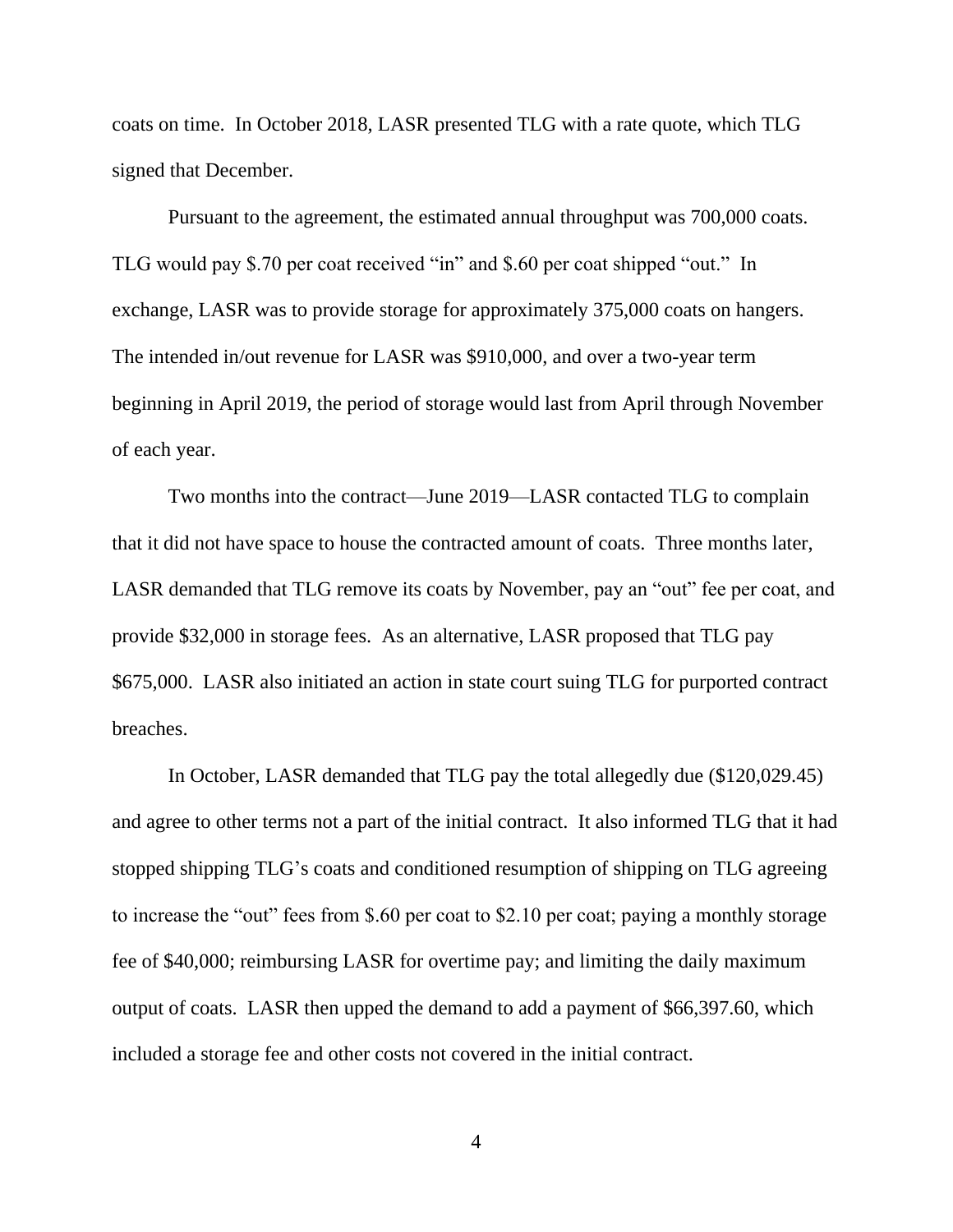coats on time. In October 2018, LASR presented TLG with a rate quote, which TLG signed that December.

Pursuant to the agreement, the estimated annual throughput was 700,000 coats. TLG would pay $.70 per coat received "in" and $.60 per coat shipped "out." In exchange, LASR was to provide storage for approximately 375,000 coats on hangers. The intended in/out revenue for LASR was $910,000, and over a two-year term beginning in April 2019, the period of storage would last from April through November of each year.

Two months into the contract—June 2019—LASR contacted TLG to complain that it did not have space to house the contracted amount of coats. Three months later, LASR demanded that TLG remove its coats by November, pay an "out" fee per coat, and provide $32,000 in storage fees. As an alternative, LASR proposed that TLG pay $675,000. LASR also initiated an action in state court suing TLG for purported contract breaches.

In October, LASR demanded that TLG pay the total allegedly due ($120,029.45) and agree to other terms not a part of the initial contract. It also informed TLG that it had stopped shipping TLG's coats and conditioned resumption of shipping on TLG agreeing to increase the "out" fees from $.60 per coat to $2.10 per coat; paying a monthly storage fee of $40,000; reimbursing LASR for overtime pay; and limiting the daily maximum output of coats. LASR then upped the demand to add a payment of $66,397.60, which included a storage fee and other costs not covered in the initial contract.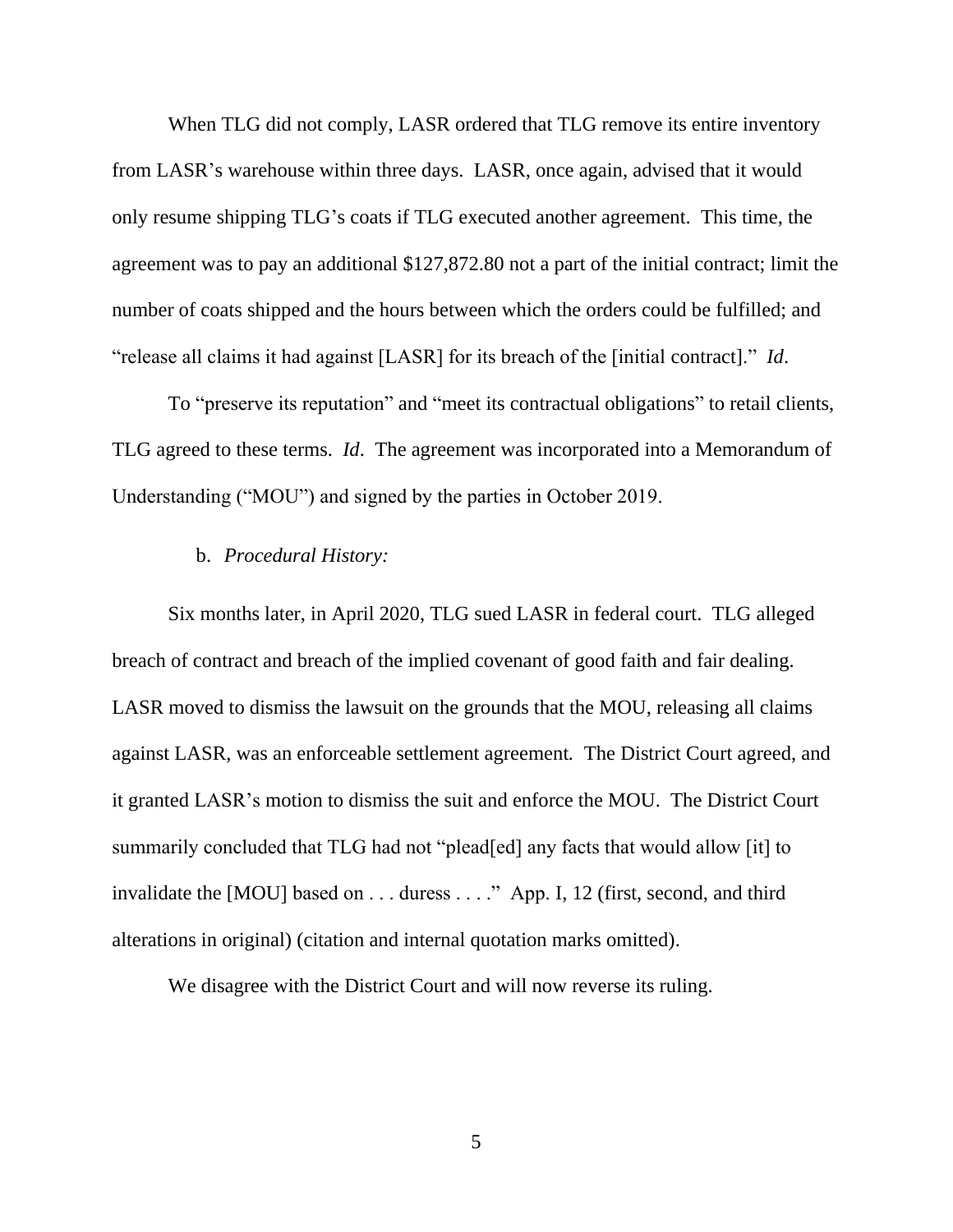When TLG did not comply, LASR ordered that TLG remove its entire inventory from LASR's warehouse within three days. LASR, once again, advised that it would only resume shipping TLG's coats if TLG executed another agreement. This time, the agreement was to pay an additional $127,872.80 not a part of the initial contract; limit the number of coats shipped and the hours between which the orders could be fulfilled; and "release all claims it had against [LASR] for its breach of the [initial contract]." *Id*.

To "preserve its reputation" and "meet its contractual obligations" to retail clients, TLG agreed to these terms. *Id*. The agreement was incorporated into a Memorandum of Understanding ("MOU") and signed by the parties in October 2019.

b. *Procedural History:*

Six months later, in April 2020, TLG sued LASR in federal court. TLG alleged breach of contract and breach of the implied covenant of good faith and fair dealing. LASR moved to dismiss the lawsuit on the grounds that the MOU, releasing all claims against LASR, was an enforceable settlement agreement. The District Court agreed, and it granted LASR's motion to dismiss the suit and enforce the MOU. The District Court summarily concluded that TLG had not "plead[ed] any facts that would allow [it] to invalidate the [MOU] based on . . . duress . . . ." App. I, 12 (first, second, and third alterations in original) (citation and internal quotation marks omitted).

We disagree with the District Court and will now reverse its ruling.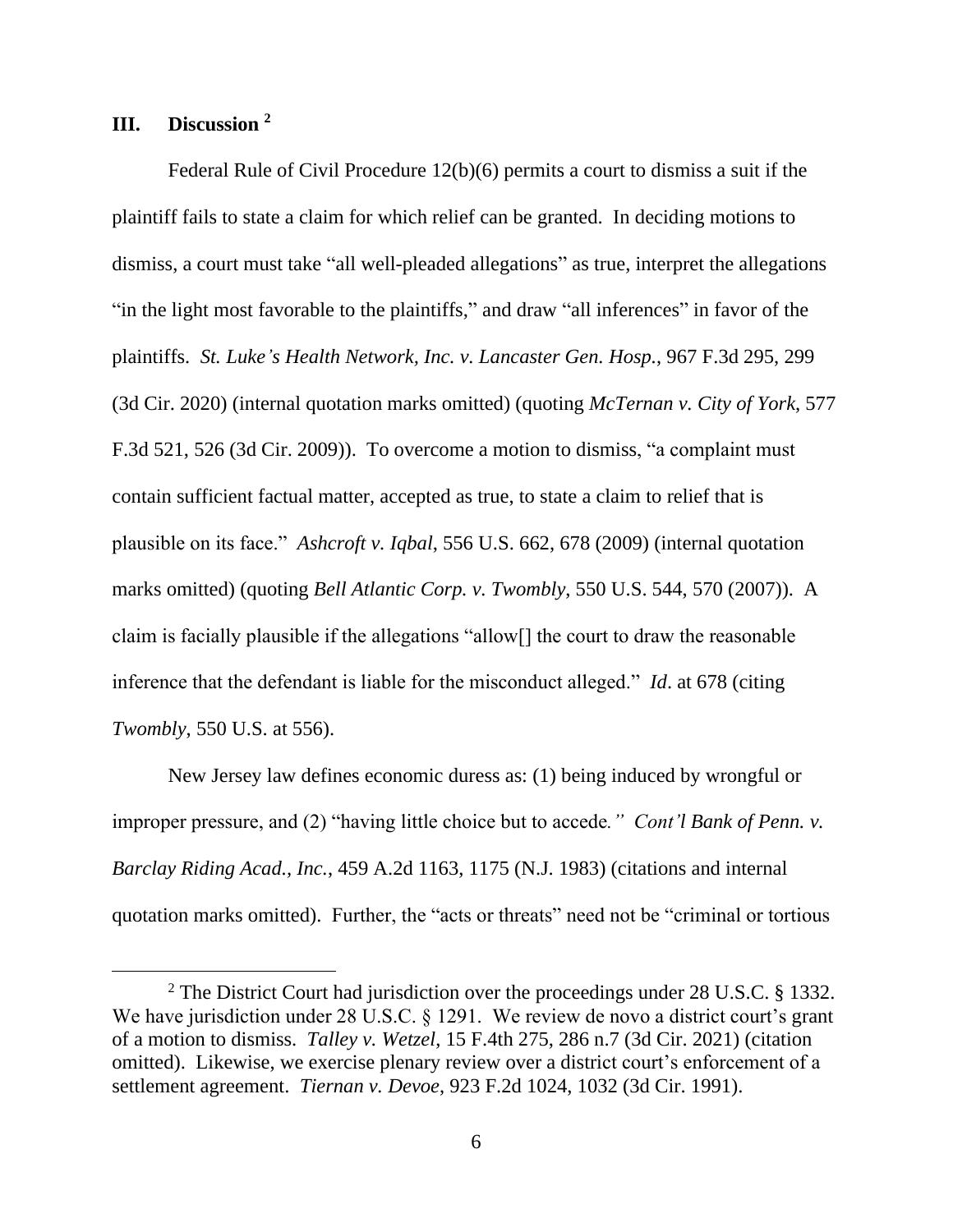## III. Discussion [2]

Federal Rule of Civil Procedure 12(b)(6) permits a court to dismiss a suit if the plaintiff fails to state a claim for which relief can be granted. In deciding motions to dismiss, a court must take "all well-pleaded allegations" as true, interpret the allegations "in the light most favorable to the plaintiffs," and draw "all inferences" in favor of the plaintiffs. *St. Luke's Health Network, Inc. v. Lancaster Gen. Hosp.*, 967 F.3d 295, 299 (3d Cir. 2020) (internal quotation marks omitted) (quoting *McTernan v. City of York*, 577 F.3d 521, 526 (3d Cir. 2009)). To overcome a motion to dismiss, "a complaint must contain sufficient factual matter, accepted as true, to state a claim to relief that is plausible on its face." *Ashcroft v. Iqbal*, 556 U.S. 662, 678 (2009) (internal quotation marks omitted) (quoting *Bell Atlantic Corp. v. Twombly*, 550 U.S. 544, 570 (2007)). A claim is facially plausible if the allegations "allow[] the court to draw the reasonable inference that the defendant is liable for the misconduct alleged." *Id*. at 678 (citing *Twombly*, 550 U.S. at 556).

New Jersey law defines economic duress as: (1) being induced by wrongful or improper pressure, and (2) "having little choice but to accede." *Cont'l Bank of Penn. v. Barclay Riding Acad., Inc.*, 459 A.2d 1163, 1175 (N.J. 1983) (citations and internal quotation marks omitted). Further, the "acts or threats" need not be "criminal or tortious

---

[2] The District Court had jurisdiction over the proceedings under 28 U.S.C. § 1332. We have jurisdiction under 28 U.S.C. § 1291. We review de novo a district court's grant of a motion to dismiss. *Talley v. Wetzel*, 15 F.4th 275, 286 n.7 (3d Cir. 2021) (citation omitted). Likewise, we exercise plenary review over a district court's enforcement of a settlement agreement. *Tiernan v. Devoe*, 923 F.2d 1024, 1032 (3d Cir. 1991).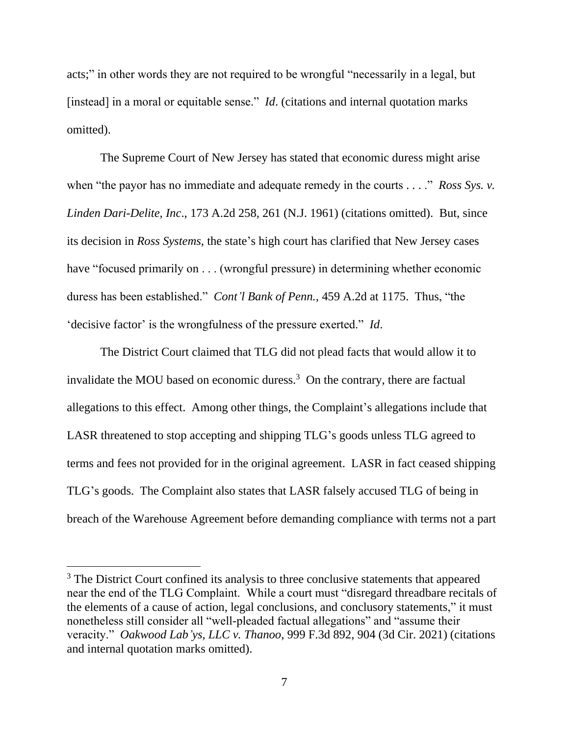acts;" in other words they are not required to be wrongful "necessarily in a legal, but [instead] in a moral or equitable sense." *Id*. (citations and internal quotation marks omitted).

The Supreme Court of New Jersey has stated that economic duress might arise when "the payor has no immediate and adequate remedy in the courts . . . ." *Ross Sys. v. Linden Dari-Delite, Inc*., 173 A.2d 258, 261 (N.J. 1961) (citations omitted). But, since its decision in *Ross Systems*, the state's high court has clarified that New Jersey cases have "focused primarily on . . . (wrongful pressure) in determining whether economic duress has been established." *Cont'l Bank of Penn.*, 459 A.2d at 1175. Thus, "the 'decisive factor' is the wrongfulness of the pressure exerted." *Id*.

The District Court claimed that TLG did not plead facts that would allow it to invalidate the MOU based on economic duress.[3] On the contrary, there are factual allegations to this effect. Among other things, the Complaint's allegations include that LASR threatened to stop accepting and shipping TLG's goods unless TLG agreed to terms and fees not provided for in the original agreement. LASR in fact ceased shipping TLG's goods. The Complaint also states that LASR falsely accused TLG of being in breach of the Warehouse Agreement before demanding compliance with terms not a part

[3] The District Court confined its analysis to three conclusive statements that appeared near the end of the TLG Complaint. While a court must "disregard threadbare recitals of the elements of a cause of action, legal conclusions, and conclusory statements," it must nonetheless still consider all "well-pleaded factual allegations" and "assume their veracity." *Oakwood Lab'ys, LLC v. Thanoo*, 999 F.3d 892, 904 (3d Cir. 2021) (citations and internal quotation marks omitted).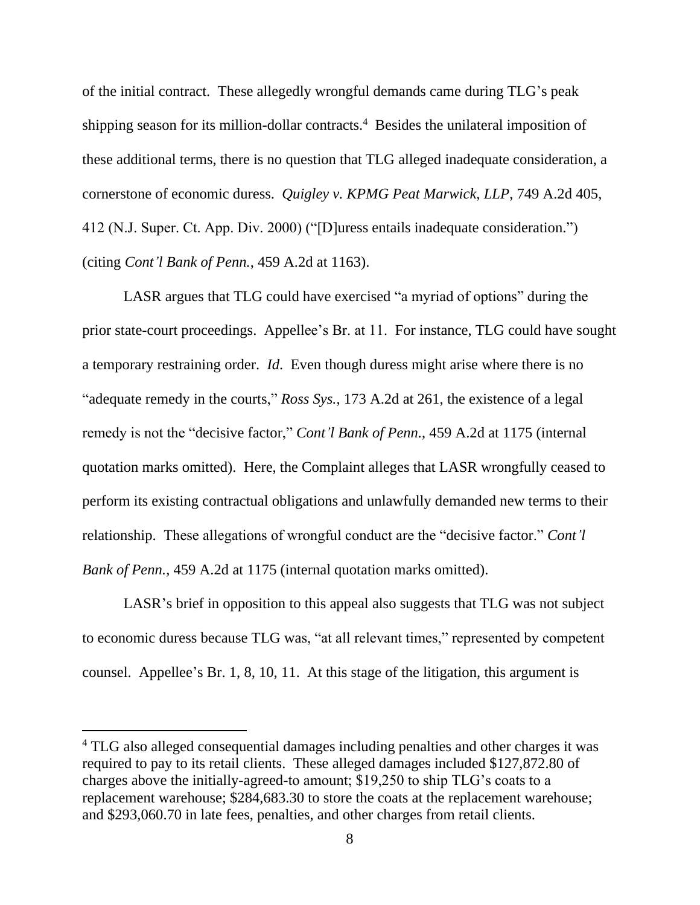of the initial contract. These allegedly wrongful demands came during TLG's peak shipping season for its million-dollar contracts.[4] Besides the unilateral imposition of these additional terms, there is no question that TLG alleged inadequate consideration, a cornerstone of economic duress. *Quigley v. KPMG Peat Marwick, LLP*, 749 A.2d 405, 412 (N.J. Super. Ct. App. Div. 2000) ("[D]uress entails inadequate consideration.") (citing *Cont'l Bank of Penn.*, 459 A.2d at 1163).

LASR argues that TLG could have exercised "a myriad of options" during the prior state-court proceedings. Appellee's Br. at 11. For instance, TLG could have sought a temporary restraining order. *Id.* Even though duress might arise where there is no "adequate remedy in the courts," *Ross Sys.*, 173 A.2d at 261, the existence of a legal remedy is not the "decisive factor," *Cont'l Bank of Penn.*, 459 A.2d at 1175 (internal quotation marks omitted). Here, the Complaint alleges that LASR wrongfully ceased to perform its existing contractual obligations and unlawfully demanded new terms to their relationship. These allegations of wrongful conduct are the "decisive factor." *Cont'l Bank of Penn.*, 459 A.2d at 1175 (internal quotation marks omitted).

LASR's brief in opposition to this appeal also suggests that TLG was not subject to economic duress because TLG was, "at all relevant times," represented by competent counsel. Appellee's Br. 1, 8, 10, 11. At this stage of the litigation, this argument is

[4] TLG also alleged consequential damages including penalties and other charges it was required to pay to its retail clients. These alleged damages included $127,872.80 of charges above the initially-agreed-to amount; $19,250 to ship TLG's coats to a replacement warehouse; $284,683.30 to store the coats at the replacement warehouse; and $293,060.70 in late fees, penalties, and other charges from retail clients.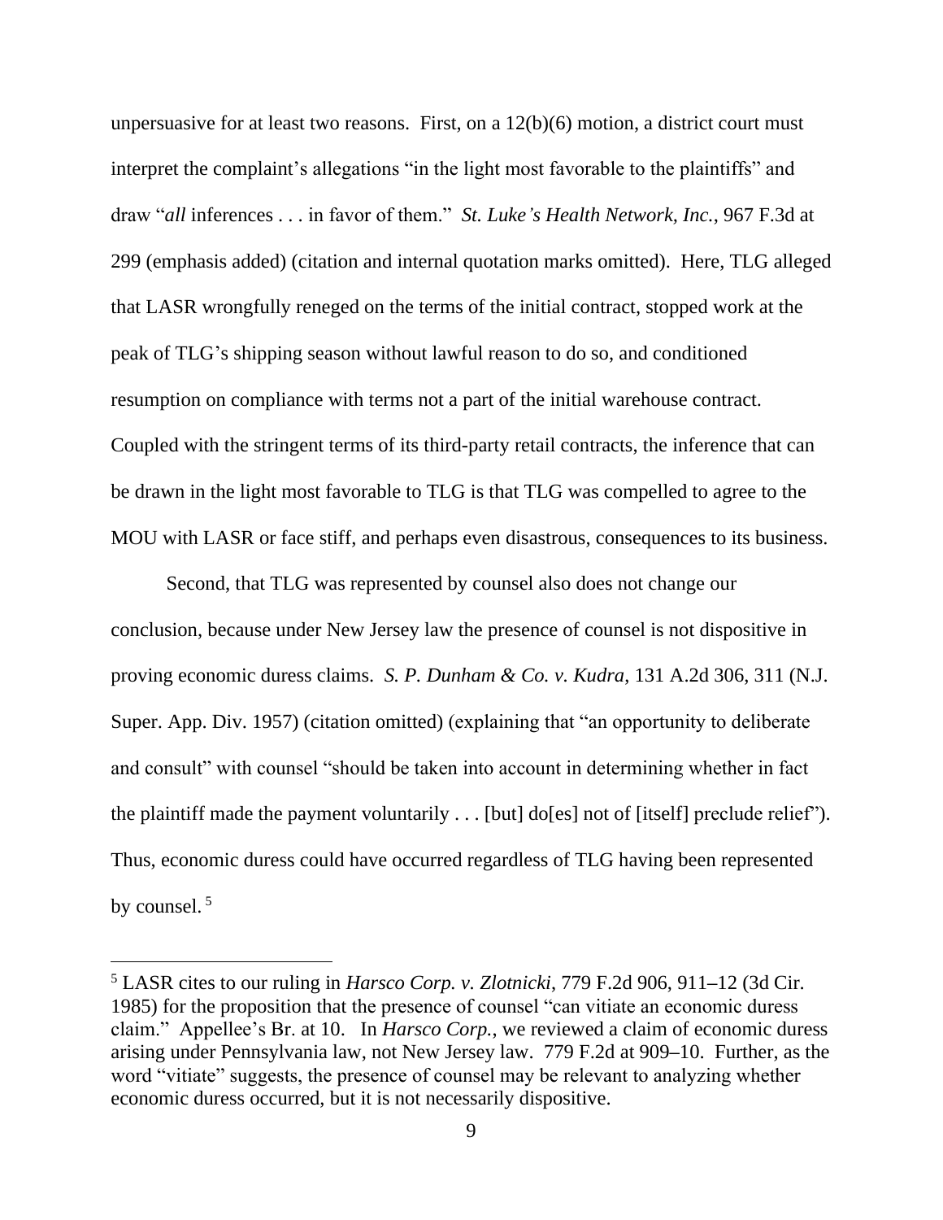unpersuasive for at least two reasons. First, on a 12(b)(6) motion, a district court must interpret the complaint's allegations "in the light most favorable to the plaintiffs" and draw "*all* inferences . . . in favor of them." *St. Luke's Health Network, Inc.*, 967 F.3d at 299 (emphasis added) (citation and internal quotation marks omitted). Here, TLG alleged that LASR wrongfully reneged on the terms of the initial contract, stopped work at the peak of TLG's shipping season without lawful reason to do so, and conditioned resumption on compliance with terms not a part of the initial warehouse contract. Coupled with the stringent terms of its third-party retail contracts, the inference that can be drawn in the light most favorable to TLG is that TLG was compelled to agree to the MOU with LASR or face stiff, and perhaps even disastrous, consequences to its business.

Second, that TLG was represented by counsel also does not change our conclusion, because under New Jersey law the presence of counsel is not dispositive in proving economic duress claims. *S. P. Dunham & Co. v. Kudra*, 131 A.2d 306, 311 (N.J. Super. App. Div. 1957) (citation omitted) (explaining that "an opportunity to deliberate and consult" with counsel "should be taken into account in determining whether in fact the plaintiff made the payment voluntarily . . . [but] do[es] not of [itself] preclude relief"). Thus, economic duress could have occurred regardless of TLG having been represented by counsel.[5]

---

[5] LASR cites to our ruling in *Harsco Corp. v. Zlotnicki*, 779 F.2d 906, 911–12 (3d Cir. 1985) for the proposition that the presence of counsel "can vitiate an economic duress claim." Appellee's Br. at 10. In *Harsco Corp.*, we reviewed a claim of economic duress arising under Pennsylvania law, not New Jersey law. 779 F.2d at 909–10. Further, as the word "vitiate" suggests, the presence of counsel may be relevant to analyzing whether economic duress occurred, but it is not necessarily dispositive.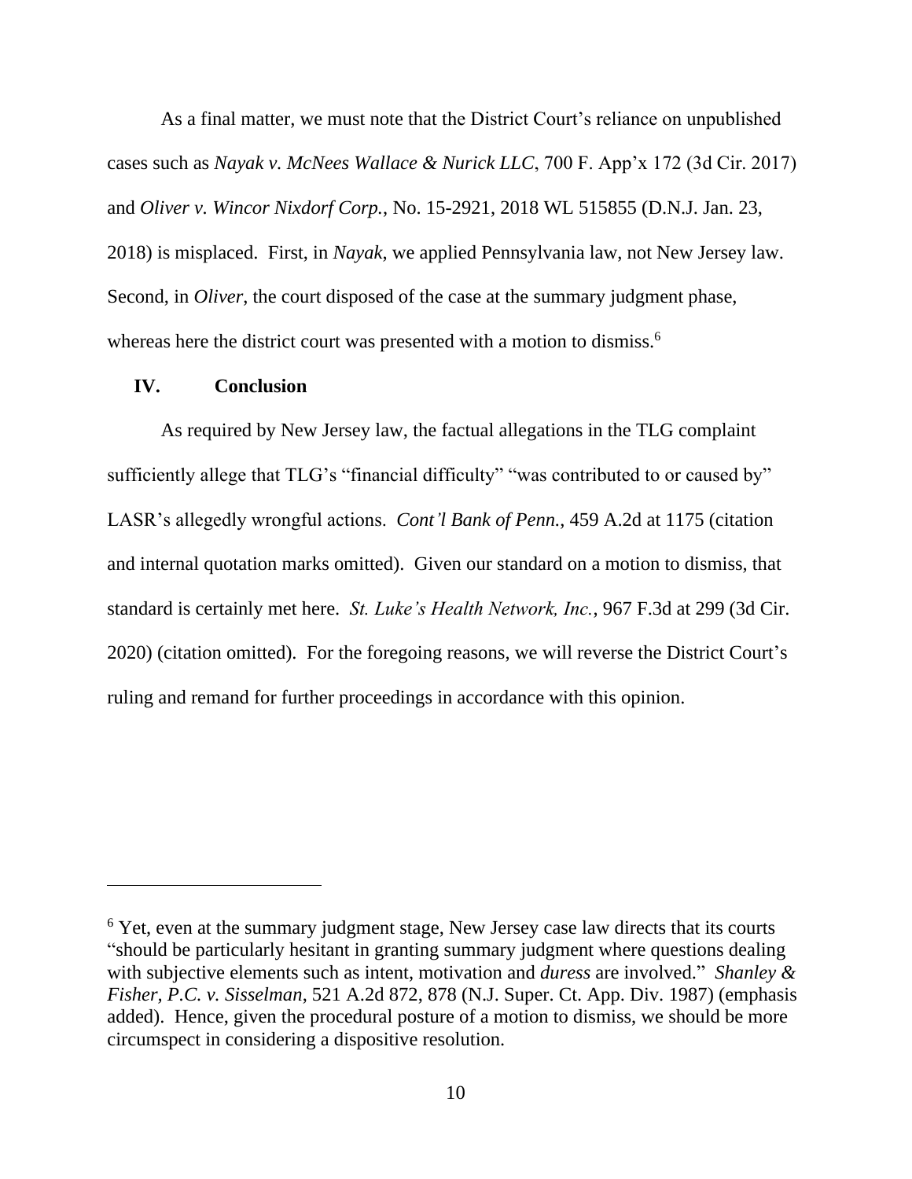As a final matter, we must note that the District Court's reliance on unpublished cases such as *Nayak v. McNees Wallace & Nurick LLC*, 700 F. App'x 172 (3d Cir. 2017) and *Oliver v. Wincor Nixdorf Corp.*, No. 15-2921, 2018 WL 515855 (D.N.J. Jan. 23, 2018) is misplaced. First, in *Nayak*, we applied Pennsylvania law, not New Jersey law. Second, in *Oliver*, the court disposed of the case at the summary judgment phase, whereas here the district court was presented with a motion to dismiss.[6]

## IV. Conclusion

As required by New Jersey law, the factual allegations in the TLG complaint sufficiently allege that TLG's "financial difficulty" "was contributed to or caused by" LASR's allegedly wrongful actions. *Cont'l Bank of Penn.*, 459 A.2d at 1175 (citation and internal quotation marks omitted). Given our standard on a motion to dismiss, that standard is certainly met here. *St. Luke's Health Network, Inc.*, 967 F.3d at 299 (3d Cir. 2020) (citation omitted). For the foregoing reasons, we will reverse the District Court's ruling and remand for further proceedings in accordance with this opinion.

---

[6] Yet, even at the summary judgment stage, New Jersey case law directs that its courts "should be particularly hesitant in granting summary judgment where questions dealing with subjective elements such as intent, motivation and *duress* are involved." *Shanley & Fisher, P.C. v. Sisselman*, 521 A.2d 872, 878 (N.J. Super. Ct. App. Div. 1987) (emphasis added). Hence, given the procedural posture of a motion to dismiss, we should be more circumspect in considering a dispositive resolution.